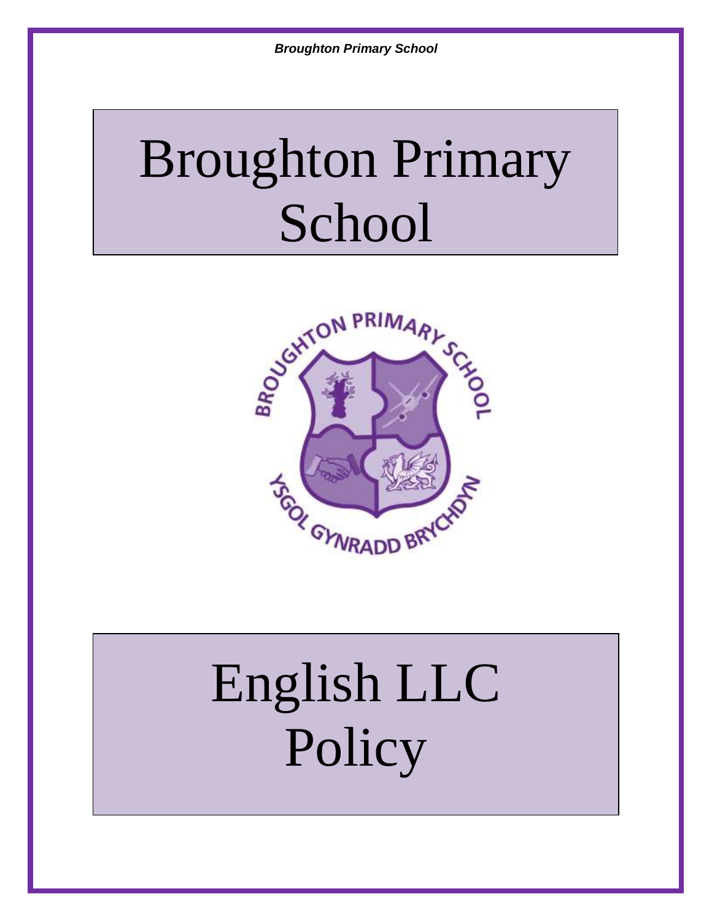# Broughton Primary School

# English LLC Policy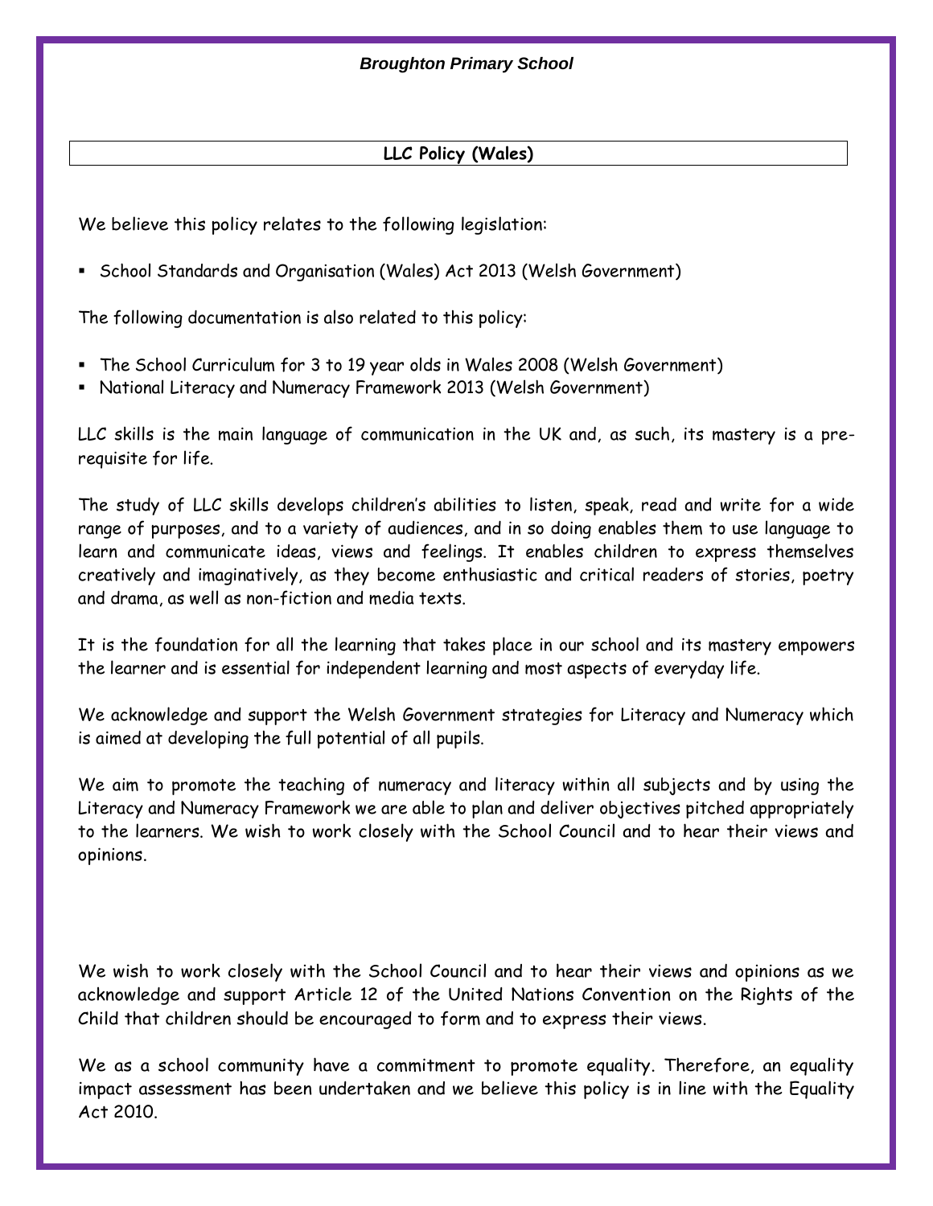# LLC Policy (Wales)

We believe this policy relates to the following legislation:

- School Standards and Organisation (Wales) Act 2013 (Welsh Government)

The following documentation is also related to this policy:

- The School Curriculum for 3 to 19 year olds in Wales 2008 (Welsh Government)
- National Literacy and Numeracy Framework 2013 (Welsh Government)

LLC skills is the main language of communication in the UK and, as such, its mastery is a pre-requisite for life.

The study of LLC skills develops children's abilities to listen, speak, read and write for a wide range of purposes, and to a variety of audiences, and in so doing enables them to use language to learn and communicate ideas, views and feelings. It enables children to express themselves creatively and imaginatively, as they become enthusiastic and critical readers of stories, poetry and drama, as well as non-fiction and media texts.

It is the foundation for all the learning that takes place in our school and its mastery empowers the learner and is essential for independent learning and most aspects of everyday life.

We acknowledge and support the Welsh Government strategies for Literacy and Numeracy which is aimed at developing the full potential of all pupils.

We aim to promote the teaching of numeracy and literacy within all subjects and by using the Literacy and Numeracy Framework we are able to plan and deliver objectives pitched appropriately to the learners. We wish to work closely with the School Council and to hear their views and opinions.

We wish to work closely with the School Council and to hear their views and opinions as we acknowledge and support Article 12 of the United Nations Convention on the Rights of the Child that children should be encouraged to form and to express their views.

We as a school community have a commitment to promote equality. Therefore, an equality impact assessment has been undertaken and we believe this policy is in line with the Equality Act 2010.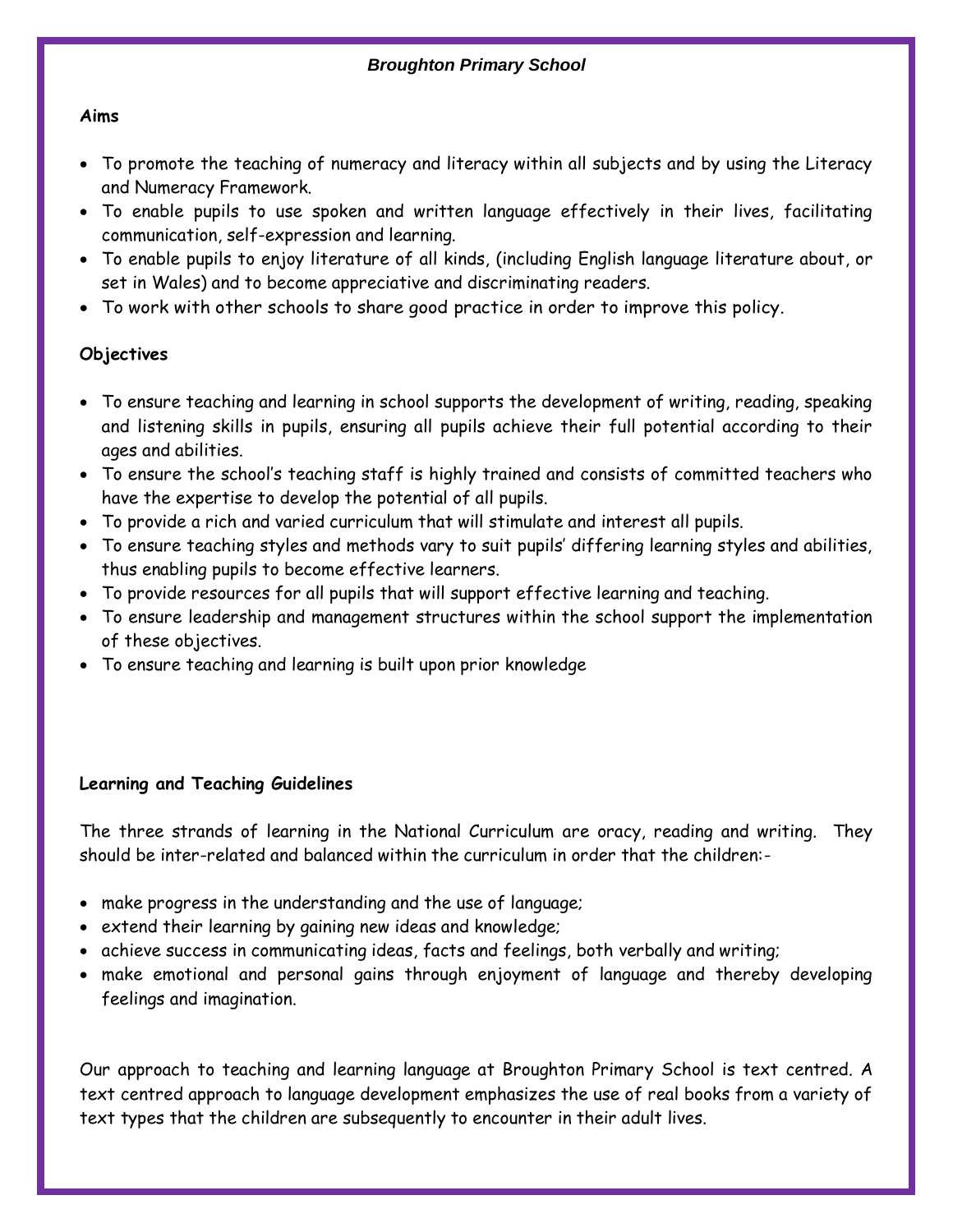*Broughton Primary School*

**Aims**

- To promote the teaching of numeracy and literacy within all subjects and by using the Literacy and Numeracy Framework.
- To enable pupils to use spoken and written language effectively in their lives, facilitating communication, self-expression and learning.
- To enable pupils to enjoy literature of all kinds, (including English language literature about, or set in Wales) and to become appreciative and discriminating readers.
- To work with other schools to share good practice in order to improve this policy.

**Objectives**

- To ensure teaching and learning in school supports the development of writing, reading, speaking and listening skills in pupils, ensuring all pupils achieve their full potential according to their ages and abilities.
- To ensure the school's teaching staff is highly trained and consists of committed teachers who have the expertise to develop the potential of all pupils.
- To provide a rich and varied curriculum that will stimulate and interest all pupils.
- To ensure teaching styles and methods vary to suit pupils' differing learning styles and abilities, thus enabling pupils to become effective learners.
- To provide resources for all pupils that will support effective learning and teaching.
- To ensure leadership and management structures within the school support the implementation of these objectives.
- To ensure teaching and learning is built upon prior knowledge

**Learning and Teaching Guidelines**

The three strands of learning in the National Curriculum are oracy, reading and writing. They should be inter-related and balanced within the curriculum in order that the children:-

- make progress in the understanding and the use of language;
- extend their learning by gaining new ideas and knowledge;
- achieve success in communicating ideas, facts and feelings, both verbally and writing;
- make emotional and personal gains through enjoyment of language and thereby developing feelings and imagination.

Our approach to teaching and learning language at Broughton Primary School is text centred. A text centred approach to language development emphasizes the use of real books from a variety of text types that the children are subsequently to encounter in their adult lives.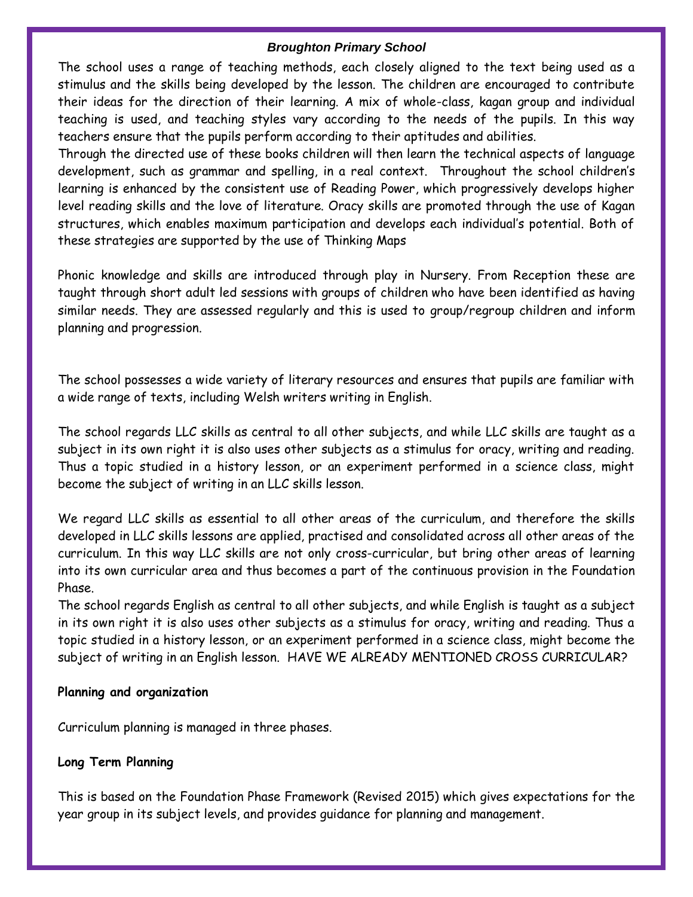The school uses a range of teaching methods, each closely aligned to the text being used as a stimulus and the skills being developed by the lesson. The children are encouraged to contribute their ideas for the direction of their learning. A mix of whole-class, kagan group and individual teaching is used, and teaching styles vary according to the needs of the pupils. In this way teachers ensure that the pupils perform according to their aptitudes and abilities.
Through the directed use of these books children will then learn the technical aspects of language development, such as grammar and spelling, in a real context. Throughout the school children's learning is enhanced by the consistent use of Reading Power, which progressively develops higher level reading skills and the love of literature. Oracy skills are promoted through the use of Kagan structures, which enables maximum participation and develops each individual's potential. Both of these strategies are supported by the use of Thinking Maps

Phonic knowledge and skills are introduced through play in Nursery. From Reception these are taught through short adult led sessions with groups of children who have been identified as having similar needs. They are assessed regularly and this is used to group/regroup children and inform planning and progression.

The school possesses a wide variety of literary resources and ensures that pupils are familiar with a wide range of texts, including Welsh writers writing in English.

The school regards LLC skills as central to all other subjects, and while LLC skills are taught as a subject in its own right it is also uses other subjects as a stimulus for oracy, writing and reading. Thus a topic studied in a history lesson, or an experiment performed in a science class, might become the subject of writing in an LLC skills lesson.

We regard LLC skills as essential to all other areas of the curriculum, and therefore the skills developed in LLC skills lessons are applied, practised and consolidated across all other areas of the curriculum. In this way LLC skills are not only cross-curricular, but bring other areas of learning into its own curricular area and thus becomes a part of the continuous provision in the Foundation Phase.
The school regards English as central to all other subjects, and while English is taught as a subject in its own right it is also uses other subjects as a stimulus for oracy, writing and reading. Thus a topic studied in a history lesson, or an experiment performed in a science class, might become the subject of writing in an English lesson. HAVE WE ALREADY MENTIONED CROSS CURRICULAR?

**Planning and organization**

Curriculum planning is managed in three phases.

**Long Term Planning**

This is based on the Foundation Phase Framework (Revised 2015) which gives expectations for the year group in its subject levels, and provides guidance for planning and management.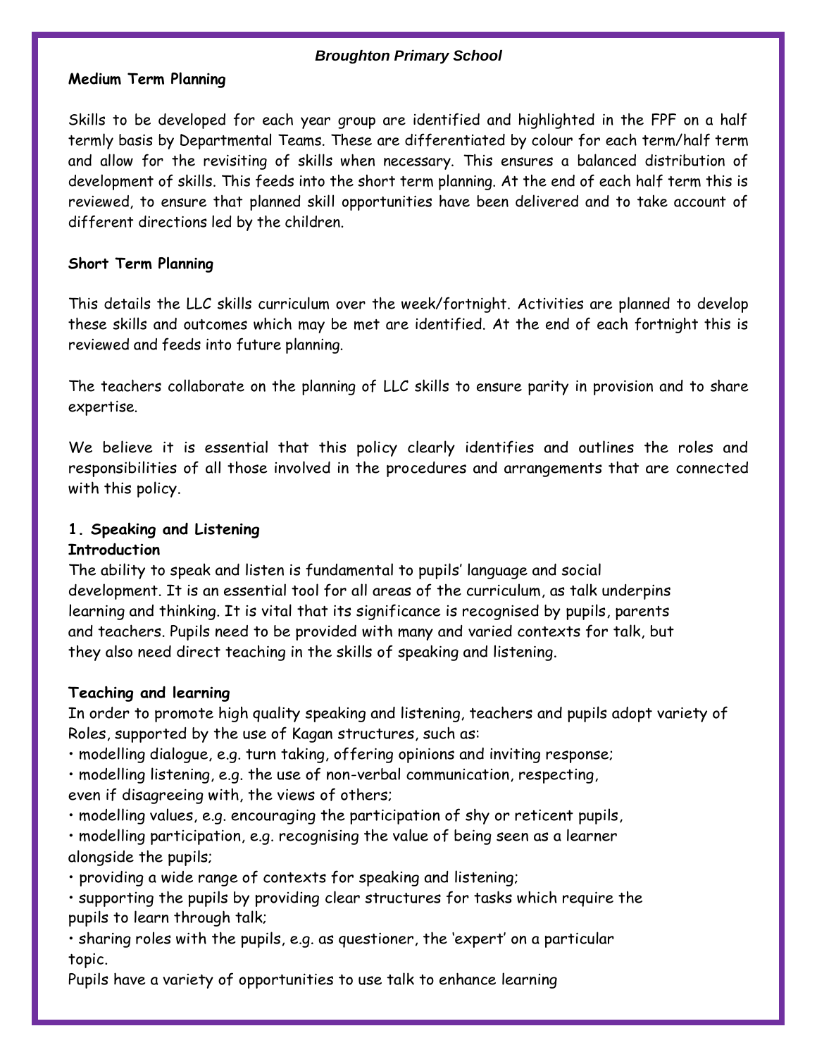**Medium Term Planning**

Skills to be developed for each year group are identified and highlighted in the FPF on a half termly basis by Departmental Teams. These are differentiated by colour for each term/half term and allow for the revisiting of skills when necessary. This ensures a balanced distribution of development of skills. This feeds into the short term planning. At the end of each half term this is reviewed, to ensure that planned skill opportunities have been delivered and to take account of different directions led by the children.

**Short Term Planning**

This details the LLC skills curriculum over the week/fortnight. Activities are planned to develop these skills and outcomes which may be met are identified. At the end of each fortnight this is reviewed and feeds into future planning.

The teachers collaborate on the planning of LLC skills to ensure parity in provision and to share expertise.

We believe it is essential that this policy clearly identifies and outlines the roles and responsibilities of all those involved in the procedures and arrangements that are connected with this policy.

**1. Speaking and Listening**

**Introduction**

The ability to speak and listen is fundamental to pupils' language and social development. It is an essential tool for all areas of the curriculum, as talk underpins learning and thinking. It is vital that its significance is recognised by pupils, parents and teachers. Pupils need to be provided with many and varied contexts for talk, but they also need direct teaching in the skills of speaking and listening.

**Teaching and learning**

In order to promote high quality speaking and listening, teachers and pupils adopt variety of Roles, supported by the use of Kagan structures, such as:

• modelling dialogue, e.g. turn taking, offering opinions and inviting response;
• modelling listening, e.g. the use of non-verbal communication, respecting, even if disagreeing with, the views of others;
• modelling values, e.g. encouraging the participation of shy or reticent pupils,
• modelling participation, e.g. recognising the value of being seen as a learner alongside the pupils;
• providing a wide range of contexts for speaking and listening;
• supporting the pupils by providing clear structures for tasks which require the pupils to learn through talk;
• sharing roles with the pupils, e.g. as questioner, the 'expert' on a particular topic.

Pupils have a variety of opportunities to use talk to enhance learning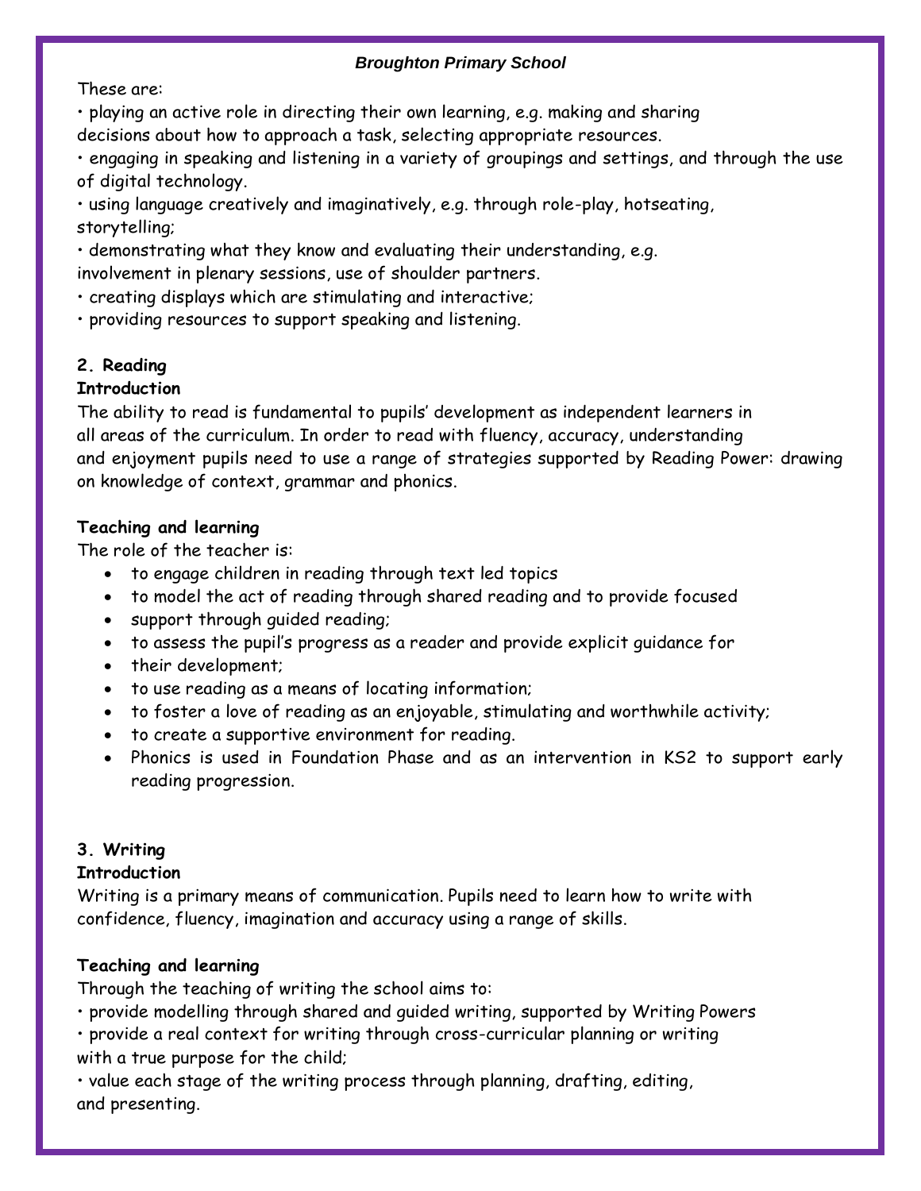These are:

• playing an active role in directing their own learning, e.g. making and sharing decisions about how to approach a task, selecting appropriate resources.

• engaging in speaking and listening in a variety of groupings and settings, and through the use of digital technology.

• using language creatively and imaginatively, e.g. through role-play, hotseating, storytelling;

• demonstrating what they know and evaluating their understanding, e.g. involvement in plenary sessions, use of shoulder partners.

• creating displays which are stimulating and interactive;

• providing resources to support speaking and listening.

## 2. Reading

### Introduction

The ability to read is fundamental to pupils' development as independent learners in all areas of the curriculum. In order to read with fluency, accuracy, understanding and enjoyment pupils need to use a range of strategies supported by Reading Power: drawing on knowledge of context, grammar and phonics.

### Teaching and learning

The role of the teacher is:

- to engage children in reading through text led topics
- to model the act of reading through shared reading and to provide focused
- support through guided reading;
- to assess the pupil's progress as a reader and provide explicit guidance for
- their development;
- to use reading as a means of locating information;
- to foster a love of reading as an enjoyable, stimulating and worthwhile activity;
- to create a supportive environment for reading.
- Phonics is used in Foundation Phase and as an intervention in KS2 to support early reading progression.

## 3. Writing

### Introduction

Writing is a primary means of communication. Pupils need to learn how to write with confidence, fluency, imagination and accuracy using a range of skills.

### Teaching and learning

Through the teaching of writing the school aims to:

• provide modelling through shared and guided writing, supported by Writing Powers

• provide a real context for writing through cross-curricular planning or writing with a true purpose for the child;

• value each stage of the writing process through planning, drafting, editing, and presenting.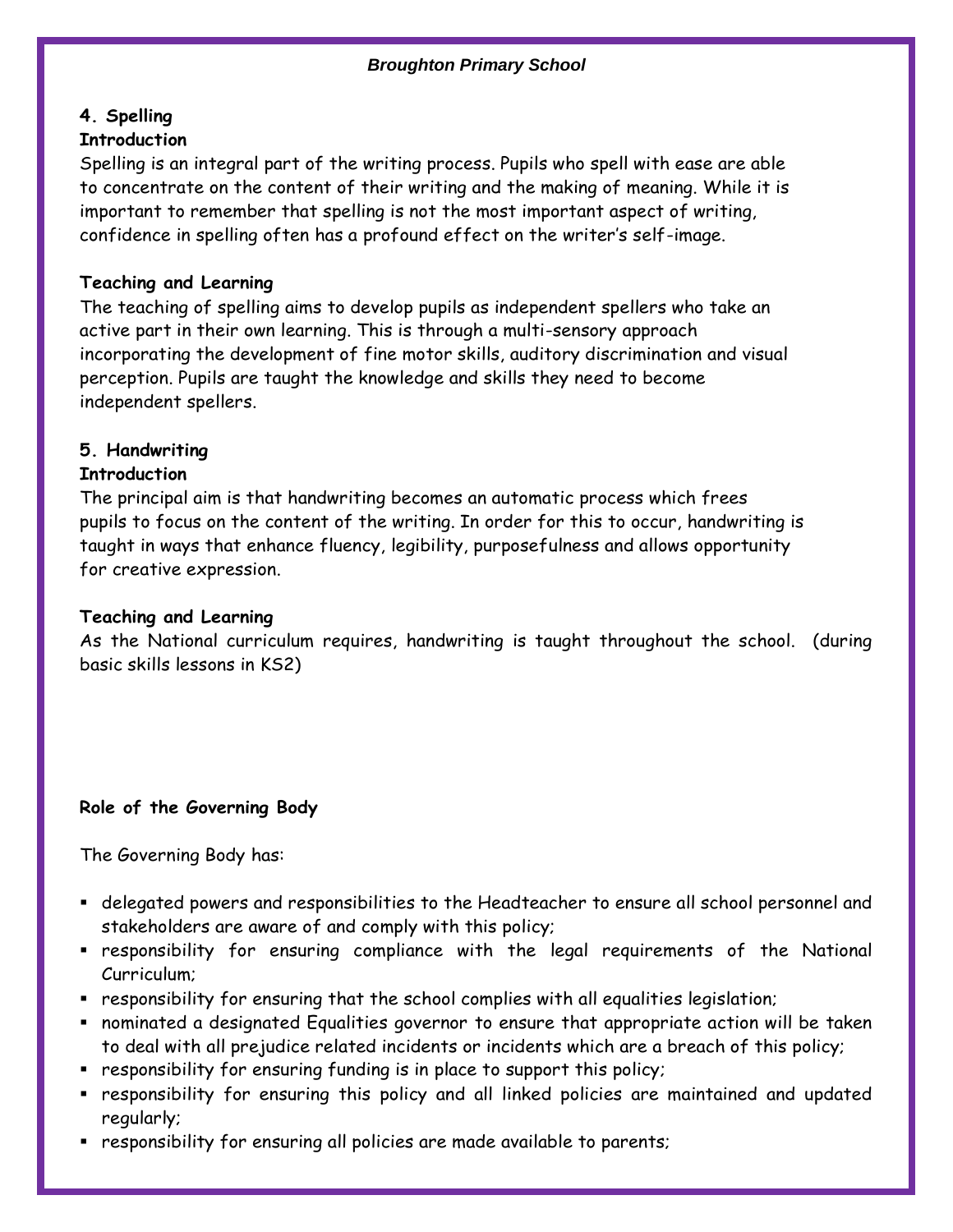## 4. Spelling

### Introduction

Spelling is an integral part of the writing process. Pupils who spell with ease are able to concentrate on the content of their writing and the making of meaning. While it is important to remember that spelling is not the most important aspect of writing, confidence in spelling often has a profound effect on the writer's self-image.

### Teaching and Learning

The teaching of spelling aims to develop pupils as independent spellers who take an active part in their own learning. This is through a multi-sensory approach incorporating the development of fine motor skills, auditory discrimination and visual perception. Pupils are taught the knowledge and skills they need to become independent spellers.

## 5. Handwriting

### Introduction

The principal aim is that handwriting becomes an automatic process which frees pupils to focus on the content of the writing. In order for this to occur, handwriting is taught in ways that enhance fluency, legibility, purposefulness and allows opportunity for creative expression.

### Teaching and Learning

As the National curriculum requires, handwriting is taught throughout the school. (during basic skills lessons in KS2)

### Role of the Governing Body

The Governing Body has:

- delegated powers and responsibilities to the Headteacher to ensure all school personnel and stakeholders are aware of and comply with this policy;
- responsibility for ensuring compliance with the legal requirements of the National Curriculum;
- responsibility for ensuring that the school complies with all equalities legislation;
- nominated a designated Equalities governor to ensure that appropriate action will be taken to deal with all prejudice related incidents or incidents which are a breach of this policy;
- responsibility for ensuring funding is in place to support this policy;
- responsibility for ensuring this policy and all linked policies are maintained and updated regularly;
- responsibility for ensuring all policies are made available to parents;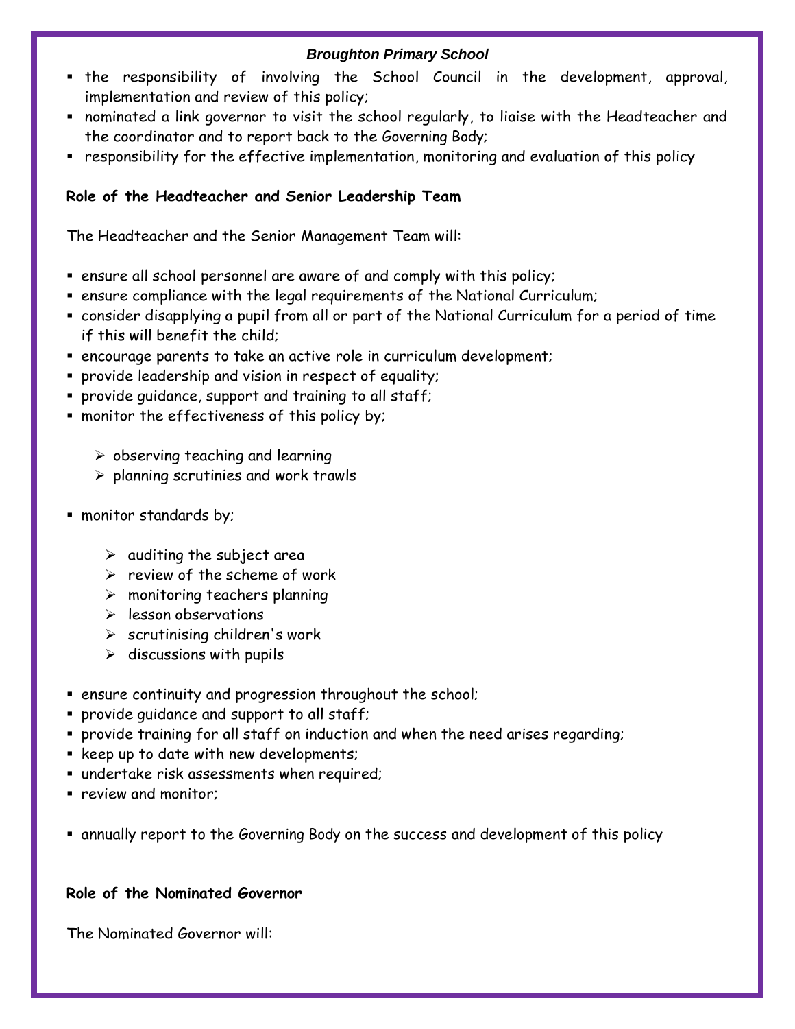- the responsibility of involving the School Council in the development, approval, implementation and review of this policy;
- nominated a link governor to visit the school regularly, to liaise with the Headteacher and the coordinator and to report back to the Governing Body;
- responsibility for the effective implementation, monitoring and evaluation of this policy

**Role of the Headteacher and Senior Leadership Team**

The Headteacher and the Senior Management Team will:

- ensure all school personnel are aware of and comply with this policy;
- ensure compliance with the legal requirements of the National Curriculum;
- consider disapplying a pupil from all or part of the National Curriculum for a period of time if this will benefit the child;
- encourage parents to take an active role in curriculum development;
- provide leadership and vision in respect of equality;
- provide guidance, support and training to all staff;
- monitor the effectiveness of this policy by;
  - observing teaching and learning
  - planning scrutinies and work trawls
- monitor standards by;
  - auditing the subject area
  - review of the scheme of work
  - monitoring teachers planning
  - lesson observations
  - scrutinising children's work
  - discussions with pupils
- ensure continuity and progression throughout the school;
- provide guidance and support to all staff;
- provide training for all staff on induction and when the need arises regarding;
- keep up to date with new developments;
- undertake risk assessments when required;
- review and monitor;
- annually report to the Governing Body on the success and development of this policy

**Role of the Nominated Governor**

The Nominated Governor will: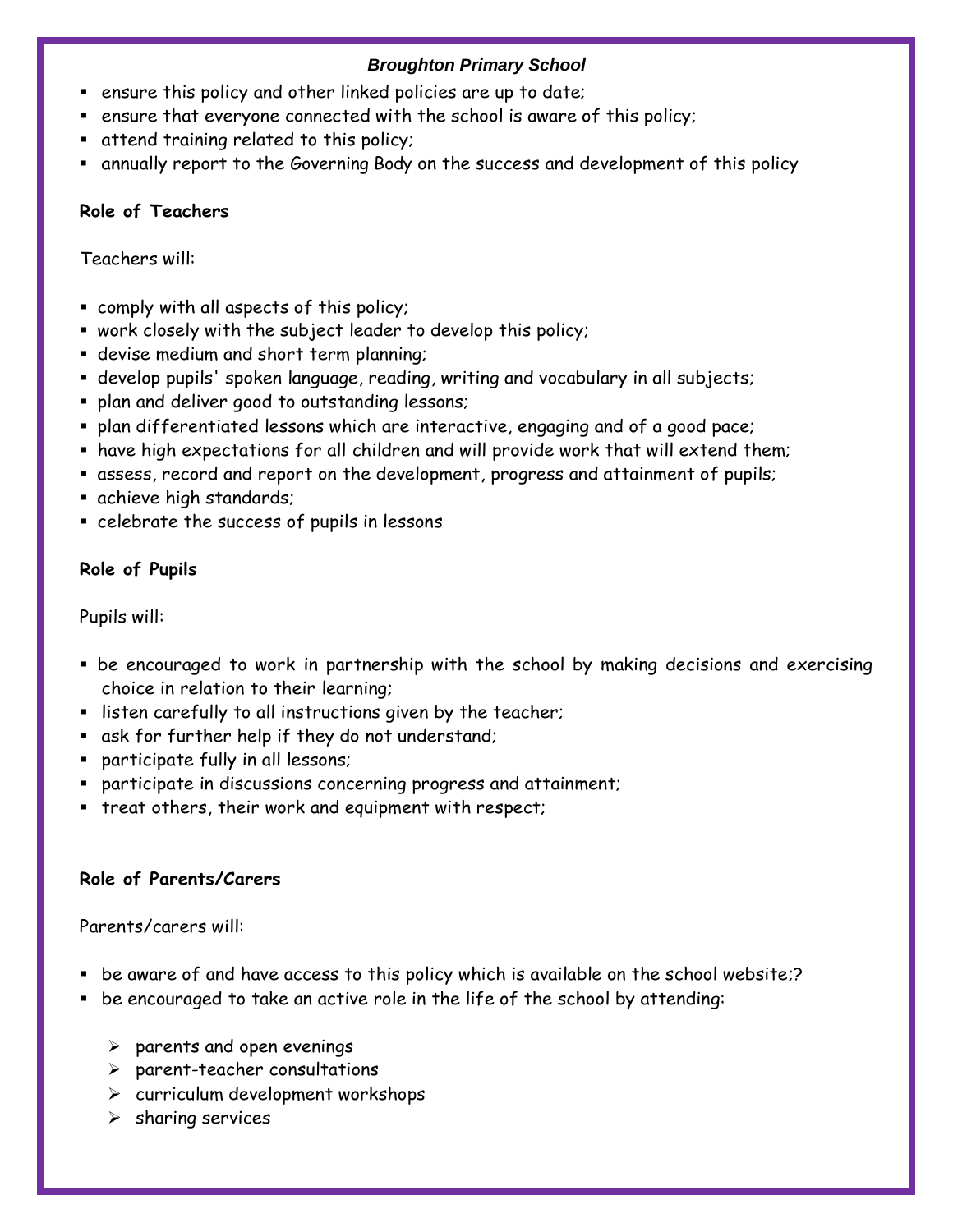- ensure this policy and other linked policies are up to date;
- ensure that everyone connected with the school is aware of this policy;
- attend training related to this policy;
- annually report to the Governing Body on the success and development of this policy

**Role of Teachers**

Teachers will:

- comply with all aspects of this policy;
- work closely with the subject leader to develop this policy;
- devise medium and short term planning;
- develop pupils' spoken language, reading, writing and vocabulary in all subjects;
- plan and deliver good to outstanding lessons;
- plan differentiated lessons which are interactive, engaging and of a good pace;
- have high expectations for all children and will provide work that will extend them;
- assess, record and report on the development, progress and attainment of pupils;
- achieve high standards;
- celebrate the success of pupils in lessons

**Role of Pupils**

Pupils will:

- be encouraged to work in partnership with the school by making decisions and exercising choice in relation to their learning;
- listen carefully to all instructions given by the teacher;
- ask for further help if they do not understand;
- participate fully in all lessons;
- participate in discussions concerning progress and attainment;
- treat others, their work and equipment with respect;

**Role of Parents/Carers**

Parents/carers will:

- be aware of and have access to this policy which is available on the school website;?
- be encouraged to take an active role in the life of the school by attending:
  - parents and open evenings
  - parent-teacher consultations
  - curriculum development workshops
  - sharing services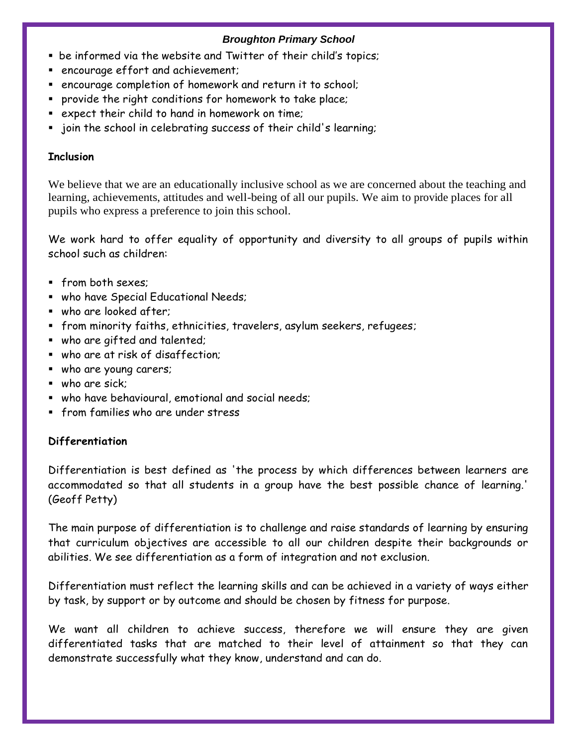- be informed via the website and Twitter of their child's topics;
- encourage effort and achievement;
- encourage completion of homework and return it to school;
- provide the right conditions for homework to take place;
- expect their child to hand in homework on time;
- join the school in celebrating success of their child's learning;

**Inclusion**

We believe that we are an educationally inclusive school as we are concerned about the teaching and learning, achievements, attitudes and well-being of all our pupils. We aim to provide places for all pupils who express a preference to join this school.

We work hard to offer equality of opportunity and diversity to all groups of pupils within school such as children:

- from both sexes;
- who have Special Educational Needs;
- who are looked after;
- from minority faiths, ethnicities, travelers, asylum seekers, refugees;
- who are gifted and talented;
- who are at risk of disaffection;
- who are young carers;
- who are sick;
- who have behavioural, emotional and social needs;
- from families who are under stress

**Differentiation**

Differentiation is best defined as 'the process by which differences between learners are accommodated so that all students in a group have the best possible chance of learning.' (Geoff Petty)

The main purpose of differentiation is to challenge and raise standards of learning by ensuring that curriculum objectives are accessible to all our children despite their backgrounds or abilities. We see differentiation as a form of integration and not exclusion.

Differentiation must reflect the learning skills and can be achieved in a variety of ways either by task, by support or by outcome and should be chosen by fitness for purpose.

We want all children to achieve success, therefore we will ensure they are given differentiated tasks that are matched to their level of attainment so that they can demonstrate successfully what they know, understand and can do.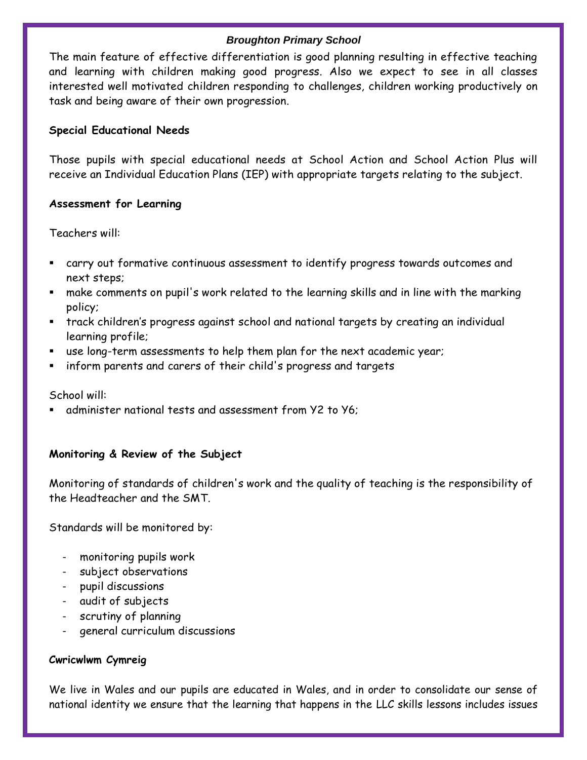The main feature of effective differentiation is good planning resulting in effective teaching and learning with children making good progress. Also we expect to see in all classes interested well motivated children responding to challenges, children working productively on task and being aware of their own progression.

**Special Educational Needs**

Those pupils with special educational needs at School Action and School Action Plus will receive an Individual Education Plans (IEP) with appropriate targets relating to the subject.

**Assessment for Learning**

Teachers will:

- carry out formative continuous assessment to identify progress towards outcomes and next steps;
- make comments on pupil's work related to the learning skills and in line with the marking policy;
- track children's progress against school and national targets by creating an individual learning profile;
- use long-term assessments to help them plan for the next academic year;
- inform parents and carers of their child's progress and targets

School will:

- administer national tests and assessment from Y2 to Y6;

**Monitoring & Review of the Subject**

Monitoring of standards of children's work and the quality of teaching is the responsibility of the Headteacher and the SMT.

Standards will be monitored by:

- monitoring pupils work
- subject observations
- pupil discussions
- audit of subjects
- scrutiny of planning
- general curriculum discussions

**Cwricwlwm Cymreig**

We live in Wales and our pupils are educated in Wales, and in order to consolidate our sense of national identity we ensure that the learning that happens in the LLC skills lessons includes issues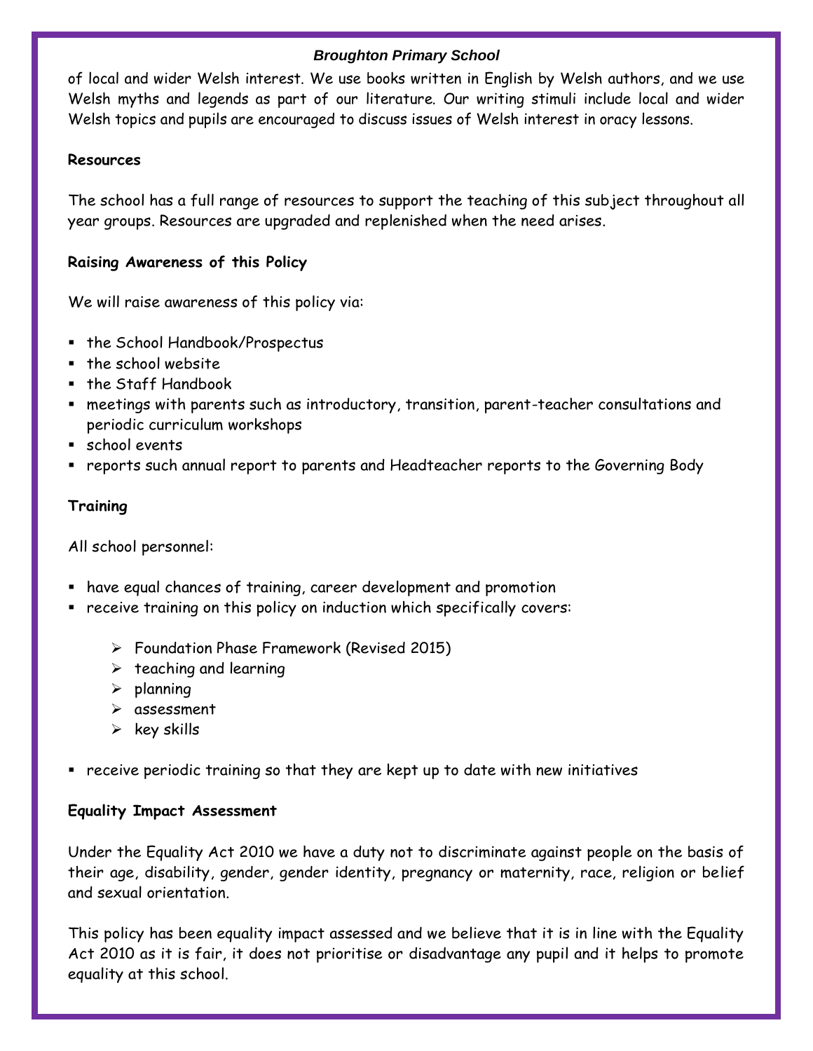of local and wider Welsh interest. We use books written in English by Welsh authors, and we use Welsh myths and legends as part of our literature. Our writing stimuli include local and wider Welsh topics and pupils are encouraged to discuss issues of Welsh interest in oracy lessons.

**Resources**

The school has a full range of resources to support the teaching of this subject throughout all year groups. Resources are upgraded and replenished when the need arises.

**Raising Awareness of this Policy**

We will raise awareness of this policy via:

- the School Handbook/Prospectus
- the school website
- the Staff Handbook
- meetings with parents such as introductory, transition, parent-teacher consultations and periodic curriculum workshops
- school events
- reports such annual report to parents and Headteacher reports to the Governing Body

**Training**

All school personnel:

- have equal chances of training, career development and promotion
- receive training on this policy on induction which specifically covers:
    - Foundation Phase Framework (Revised 2015)
    - teaching and learning
    - planning
    - assessment
    - key skills
- receive periodic training so that they are kept up to date with new initiatives

**Equality Impact Assessment**

Under the Equality Act 2010 we have a duty not to discriminate against people on the basis of their age, disability, gender, gender identity, pregnancy or maternity, race, religion or belief and sexual orientation.

This policy has been equality impact assessed and we believe that it is in line with the Equality Act 2010 as it is fair, it does not prioritise or disadvantage any pupil and it helps to promote equality at this school.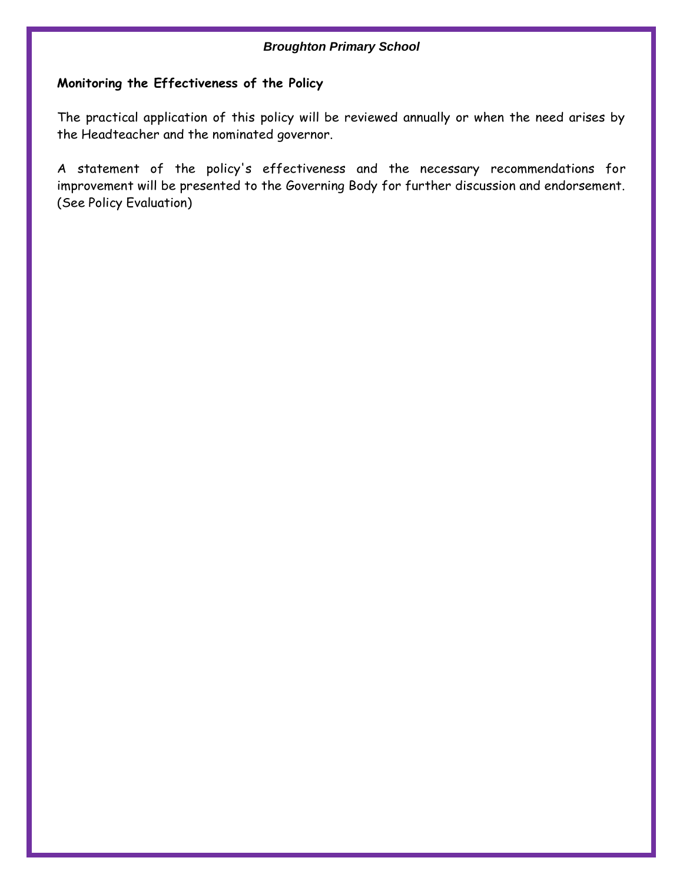**Monitoring the Effectiveness of the Policy**

The practical application of this policy will be reviewed annually or when the need arises by the Headteacher and the nominated governor.

A statement of the policy's effectiveness and the necessary recommendations for improvement will be presented to the Governing Body for further discussion and endorsement. (See Policy Evaluation)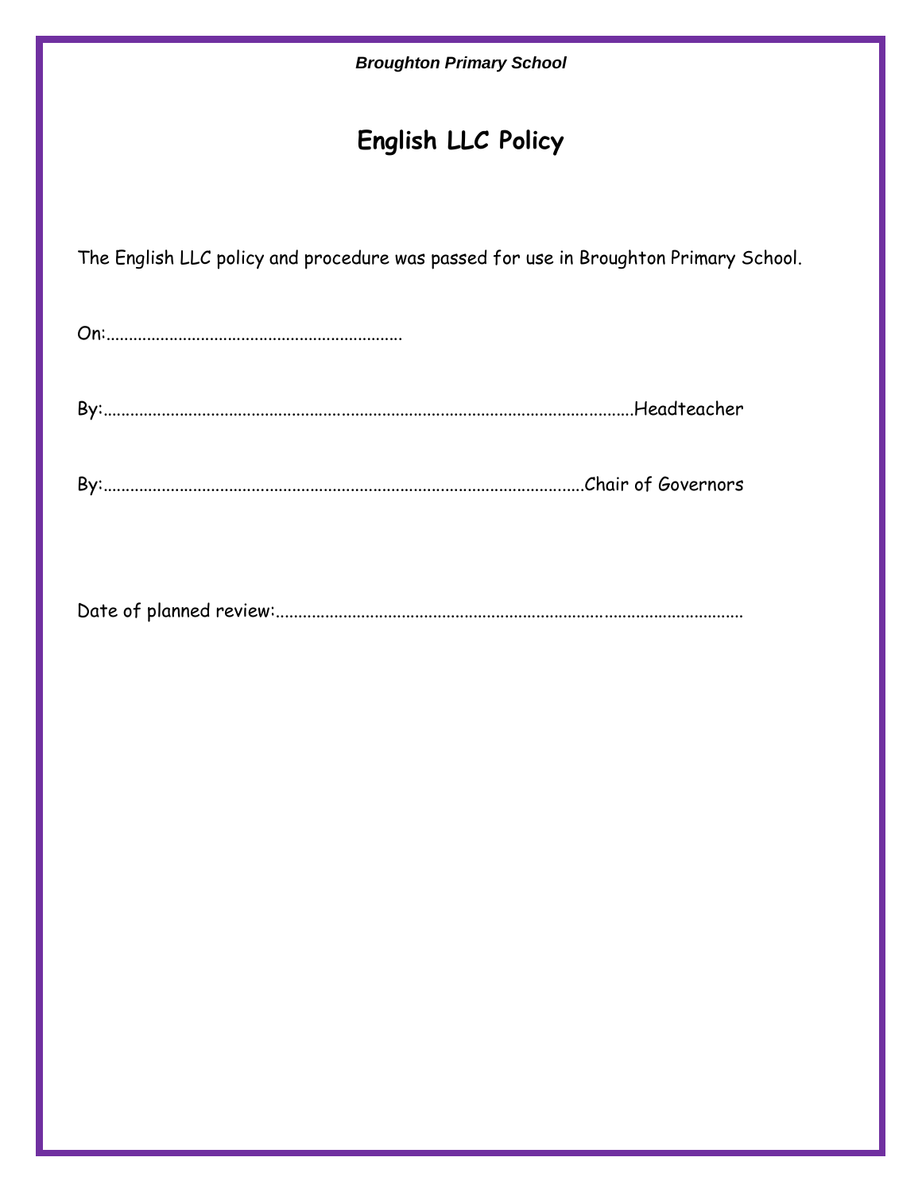*Broughton Primary School*

# English LLC Policy

The English LLC policy and procedure was passed for use in Broughton Primary School.

On:.................................................................

By:.........................................................................................................Headteacher

By:................................................................................................Chair of Governors

Date of planned review:...................................................................................................